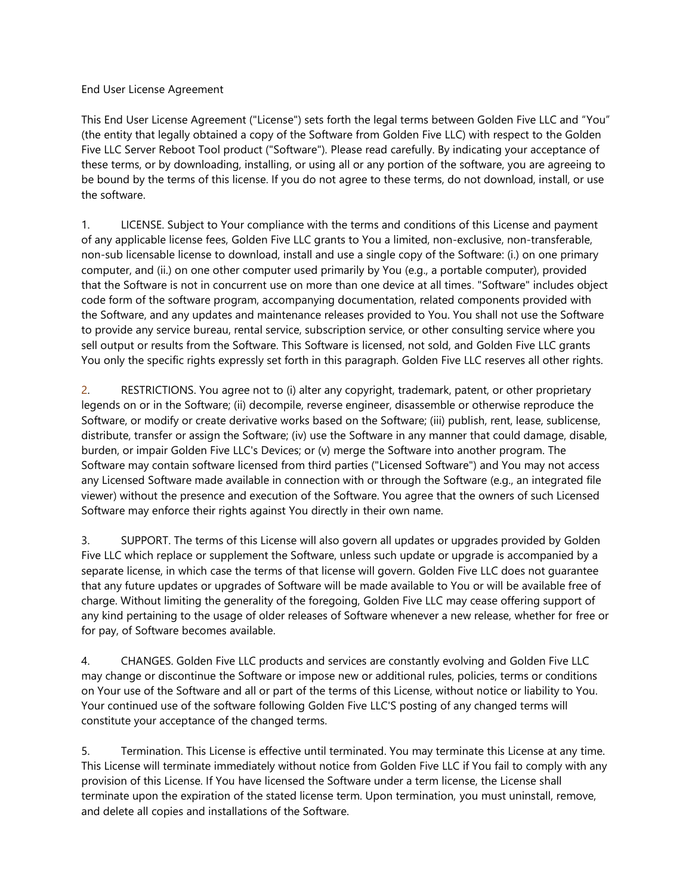# End User License Agreement

This End User License Agreement ("License") sets forth the legal terms between Golden Five LLC and "You" (the entity that legally obtained a copy of the Software from Golden Five LLC) with respect to the Golden Five LLC Server Reboot Tool product ("Software"). Please read carefully. By indicating your acceptance of these terms, or by downloading, installing, or using all or any portion of the software, you are agreeing to be bound by the terms of this license. If you do not agree to these terms, do not download, install, or use the software.

1. LICENSE. Subject to Your compliance with the terms and conditions of this License and payment of any applicable license fees, Golden Five LLC grants to You a limited, non-exclusive, non-transferable, non-sub licensable license to download, install and use a single copy of the Software: (i.) on one primary computer, and (ii.) on one other computer used primarily by You (e.g., a portable computer), provided that the Software is not in concurrent use on more than one device at all times. "Software" includes object code form of the software program, accompanying documentation, related components provided with the Software, and any updates and maintenance releases provided to You. You shall not use the Software to provide any service bureau, rental service, subscription service, or other consulting service where you sell output or results from the Software. This Software is licensed, not sold, and Golden Five LLC grants You only the specific rights expressly set forth in this paragraph. Golden Five LLC reserves all other rights.

2. RESTRICTIONS. You agree not to (i) alter any copyright, trademark, patent, or other proprietary legends on or in the Software; (ii) decompile, reverse engineer, disassemble or otherwise reproduce the Software, or modify or create derivative works based on the Software; (iii) publish, rent, lease, sublicense, distribute, transfer or assign the Software; (iv) use the Software in any manner that could damage, disable, burden, or impair Golden Five LLC's Devices; or (v) merge the Software into another program. The Software may contain software licensed from third parties ("Licensed Software") and You may not access any Licensed Software made available in connection with or through the Software (e.g., an integrated file viewer) without the presence and execution of the Software. You agree that the owners of such Licensed Software may enforce their rights against You directly in their own name.

3. SUPPORT. The terms of this License will also govern all updates or upgrades provided by Golden Five LLC which replace or supplement the Software, unless such update or upgrade is accompanied by a separate license, in which case the terms of that license will govern. Golden Five LLC does not guarantee that any future updates or upgrades of Software will be made available to You or will be available free of charge. Without limiting the generality of the foregoing, Golden Five LLC may cease offering support of any kind pertaining to the usage of older releases of Software whenever a new release, whether for free or for pay, of Software becomes available.

4. CHANGES. Golden Five LLC products and services are constantly evolving and Golden Five LLC may change or discontinue the Software or impose new or additional rules, policies, terms or conditions on Your use of the Software and all or part of the terms of this License, without notice or liability to You. Your continued use of the software following Golden Five LLC'S posting of any changed terms will constitute your acceptance of the changed terms.

5. Termination. This License is effective until terminated. You may terminate this License at any time. This License will terminate immediately without notice from Golden Five LLC if You fail to comply with any provision of this License. If You have licensed the Software under a term license, the License shall terminate upon the expiration of the stated license term. Upon termination, you must uninstall, remove, and delete all copies and installations of the Software.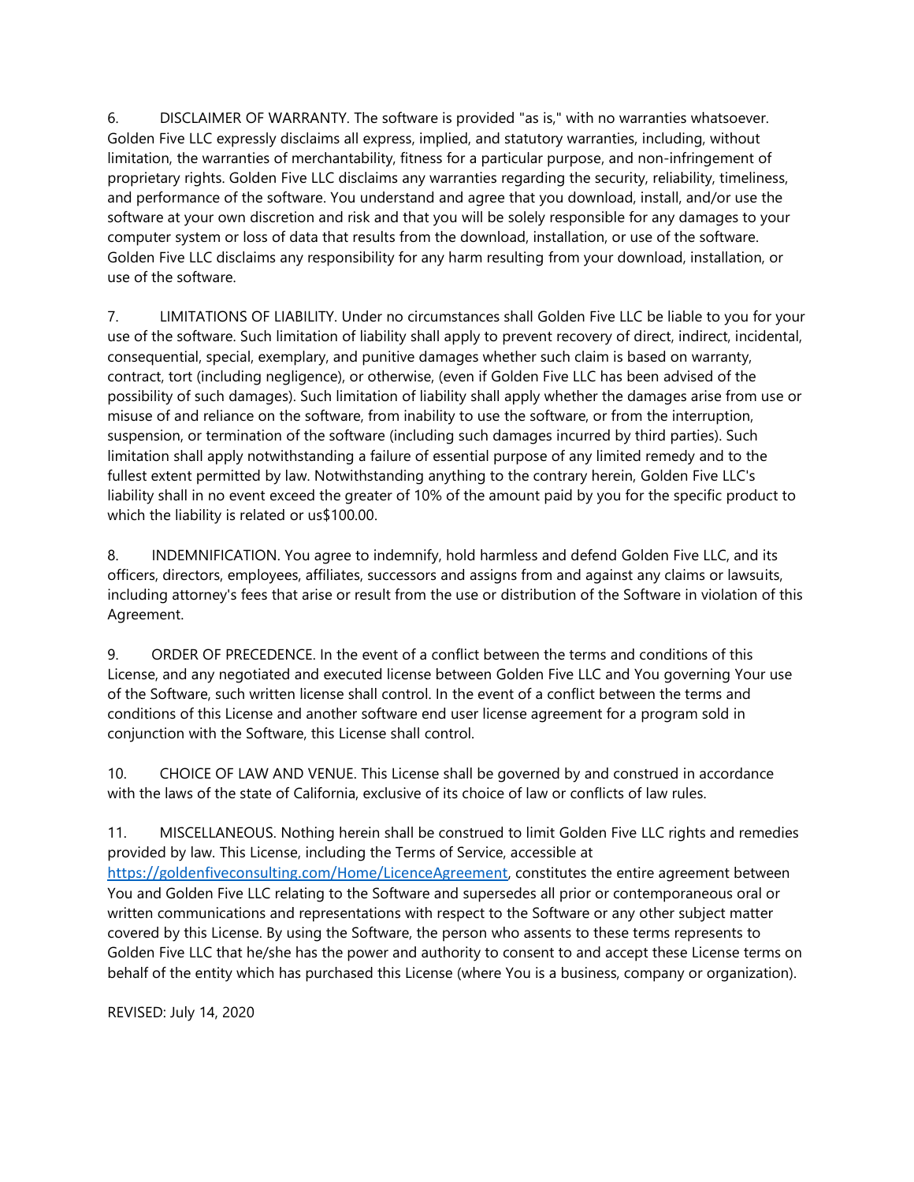6. DISCLAIMER OF WARRANTY. The software is provided "as is," with no warranties whatsoever. Golden Five LLC expressly disclaims all express, implied, and statutory warranties, including, without limitation, the warranties of merchantability, fitness for a particular purpose, and non-infringement of proprietary rights. Golden Five LLC disclaims any warranties regarding the security, reliability, timeliness, and performance of the software. You understand and agree that you download, install, and/or use the software at your own discretion and risk and that you will be solely responsible for any damages to your computer system or loss of data that results from the download, installation, or use of the software. Golden Five LLC disclaims any responsibility for any harm resulting from your download, installation, or use of the software.

7. LIMITATIONS OF LIABILITY. Under no circumstances shall Golden Five LLC be liable to you for your use of the software. Such limitation of liability shall apply to prevent recovery of direct, indirect, incidental, consequential, special, exemplary, and punitive damages whether such claim is based on warranty, contract, tort (including negligence), or otherwise, (even if Golden Five LLC has been advised of the possibility of such damages). Such limitation of liability shall apply whether the damages arise from use or misuse of and reliance on the software, from inability to use the software, or from the interruption, suspension, or termination of the software (including such damages incurred by third parties). Such limitation shall apply notwithstanding a failure of essential purpose of any limited remedy and to the fullest extent permitted by law. Notwithstanding anything to the contrary herein, Golden Five LLC's liability shall in no event exceed the greater of 10% of the amount paid by you for the specific product to which the liability is related or us$100.00.

8. INDEMNIFICATION. You agree to indemnify, hold harmless and defend Golden Five LLC, and its officers, directors, employees, affiliates, successors and assigns from and against any claims or lawsuits, including attorney's fees that arise or result from the use or distribution of the Software in violation of this Agreement.

9. ORDER OF PRECEDENCE. In the event of a conflict between the terms and conditions of this License, and any negotiated and executed license between Golden Five LLC and You governing Your use of the Software, such written license shall control. In the event of a conflict between the terms and conditions of this License and another software end user license agreement for a program sold in conjunction with the Software, this License shall control.

10. CHOICE OF LAW AND VENUE. This License shall be governed by and construed in accordance with the laws of the state of California, exclusive of its choice of law or conflicts of law rules.

11. MISCELLANEOUS. Nothing herein shall be construed to limit Golden Five LLC rights and remedies provided by law. This License, including the Terms of Service, accessible at [https://goldenfiveconsulting.com/Home/LicenceAgreement](https://goldenfiveconsulting.com/Home/LicenceAgreement), constitutes the entire agreement between You and Golden Five LLC relating to the Software and supersedes all prior or contemporaneous oral or written communications and representations with respect to the Software or any other subject matter covered by this License. By using the Software, the person who assents to these terms represents to Golden Five LLC that he/she has the power and authority to consent to and accept these License terms on behalf of the entity which has purchased this License (where You is a business, company or organization).

REVISED: July 14, 2020